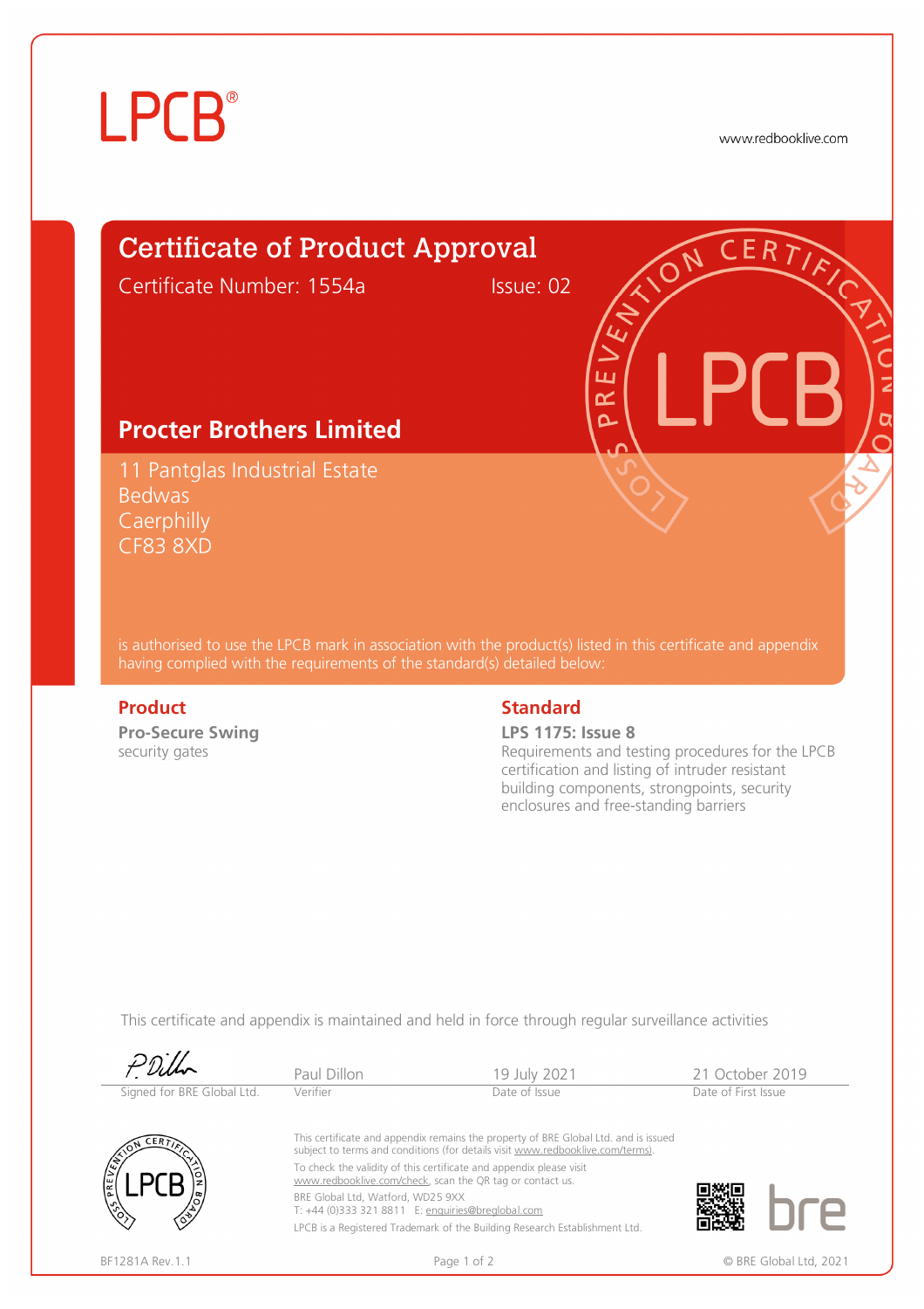LPCB®

www.redbooklive.com

# Certificate of Product Approval

Certificate Number: 1554a    Issue: 02

## Procter Brothers Limited

11 Pantglas Industrial Estate
Bedwas
Caerphilly
CF83 8XD

is authorised to use the LPCB mark in association with the product(s) listed in this certificate and appendix having complied with the requirements of the standard(s) detailed below:

### Product

**Pro-Secure Swing**
security gates

### Standard

**LPS 1175: Issue 8**
Requirements and testing procedures for the LPCB certification and listing of intruder resistant building components, strongpoints, security enclosures and free-standing barriers

This certificate and appendix is maintained and held in force through regular surveillance activities

| P. Dillon | Paul Dillon | 19 July 2021 | 21 October 2019 |
|---|---|---|---|
| Signed for BRE Global Ltd. | Verifier | Date of Issue | Date of First Issue |

This certificate and appendix remains the property of BRE Global Ltd. and is issued subject to terms and conditions (for details visit www.redbooklive.com/terms).

To check the validity of this certificate and appendix please visit www.redbooklive.com/check, scan the QR tag or contact us.

BRE Global Ltd, Watford, WD25 9XX
T: +44 (0)333 321 8811  E: enquiries@breglobal.com

LPCB is a Registered Trademark of the Building Research Establishment Ltd.

BF1281A Rev.1.1    © BRE Global Ltd, 2021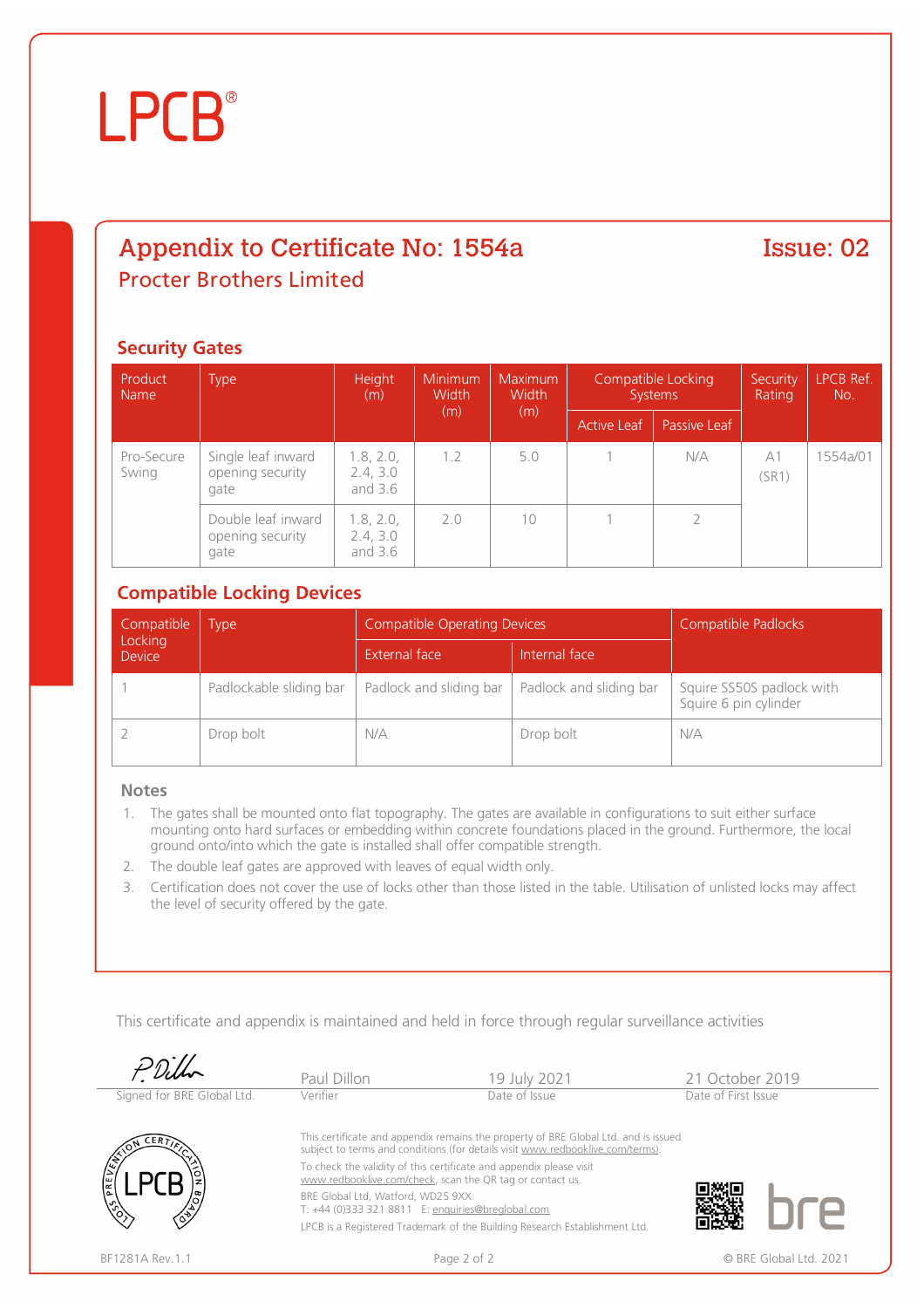# Appendix to Certificate No: 1554a

**Issue: 02**

## Procter Brothers Limited

### Security Gates

| Product Name | Type | Height (m) | Minimum Width (m) | Maximum Width (m) | Compatible Locking Systems | | Security Rating | LPCB Ref. No. |
|---|---|---|---|---|---|---|---|---|
| | | | | | Active Leaf | Passive Leaf | | |
| Pro-Secure Swing | Single leaf inward opening security gate | 1.8, 2.0, 2.4, 3.0 and 3.6 | 1.2 | 5.0 | 1 | N/A | A1 (SR1) | 1554a/01 |
| | Double leaf inward opening security gate | 1.8, 2.0, 2.4, 3.0 and 3.6 | 2.0 | 10 | 1 | 2 | | |

### Compatible Locking Devices

| Compatible Locking Device | Type | Compatible Operating Devices | | Compatible Padlocks |
|---|---|---|---|---|
| | | External face | Internal face | |
| 1 | Padlockable sliding bar | Padlock and sliding bar | Padlock and sliding bar | Squire SS50S padlock with Squire 6 pin cylinder |
| 2 | Drop bolt | N/A | Drop bolt | N/A |

### Notes

1. The gates shall be mounted onto flat topography. The gates are available in configurations to suit either surface mounting onto hard surfaces or embedding within concrete foundations placed in the ground. Furthermore, the local ground onto/into which the gate is installed shall offer compatible strength.
2. The double leaf gates are approved with leaves of equal width only.
3. Certification does not cover the use of locks other than those listed in the table. Utilisation of unlisted locks may affect the level of security offered by the gate.

This certificate and appendix is maintained and held in force through regular surveillance activities

| Signed for BRE Global Ltd. | Paul Dillon | 19 July 2021 | 21 October 2019 |
|---|---|---|---|
| | Verifier | Date of Issue | Date of First Issue |

This certificate and appendix remains the property of BRE Global Ltd. and is issued subject to terms and conditions (for details visit www.redbooklive.com/terms).

To check the validity of this certificate and appendix please visit www.redbooklive.com/check, scan the QR tag or contact us.

BRE Global Ltd, Watford, WD25 9XX
T: +44 (0)333 321 8811 E: enquiries@breglobal.com

LPCB is a Registered Trademark of the Building Research Establishment Ltd.

BF1281A Rev.1.1

© BRE Global Ltd. 2021